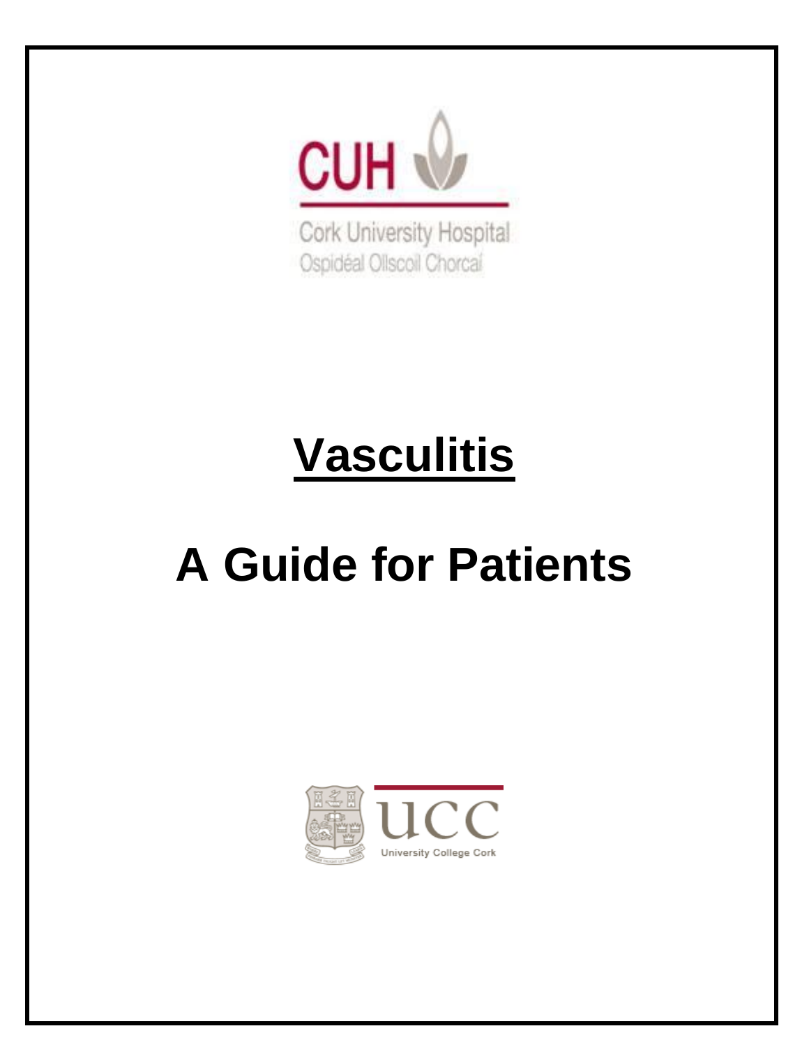CUH

Cork University Hospital
Ospidéal Ollscoil Chorcaí

# Vasculitis

# A Guide for Patients

UCC
University College Cork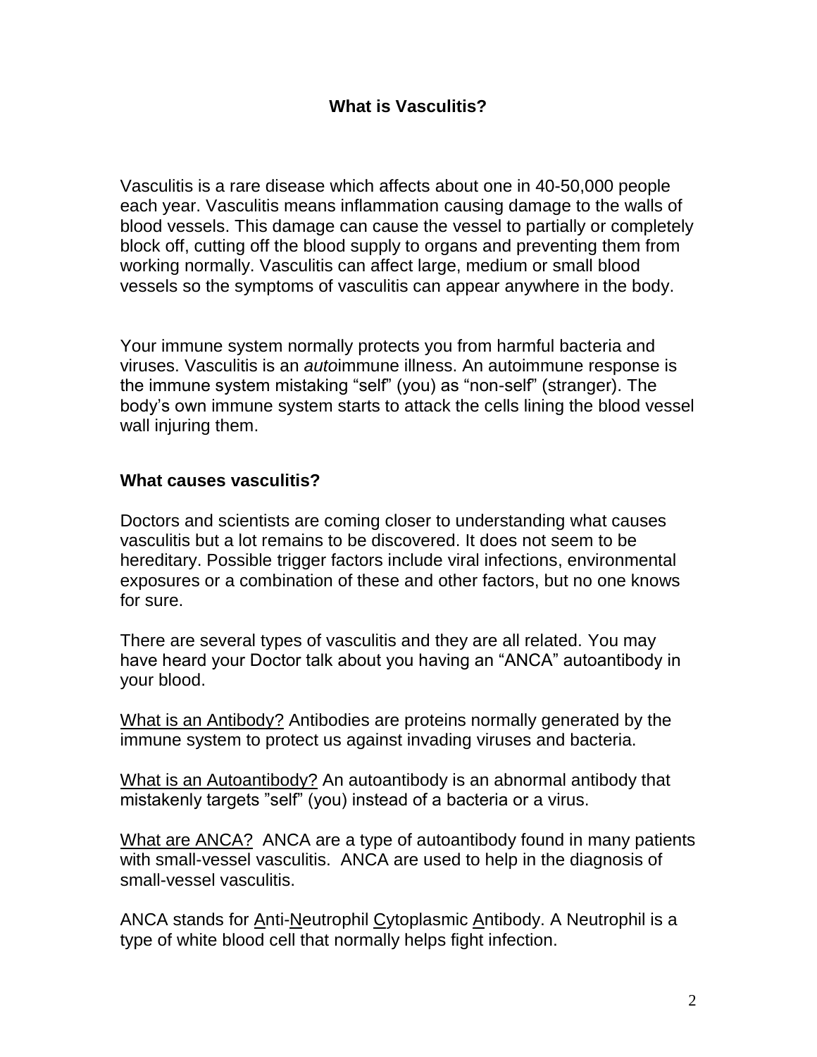## What is Vasculitis?

Vasculitis is a rare disease which affects about one in 40-50,000 people each year. Vasculitis means inflammation causing damage to the walls of blood vessels. This damage can cause the vessel to partially or completely block off, cutting off the blood supply to organs and preventing them from working normally. Vasculitis can affect large, medium or small blood vessels so the symptoms of vasculitis can appear anywhere in the body.

Your immune system normally protects you from harmful bacteria and viruses. Vasculitis is an *auto*immune illness. An autoimmune response is the immune system mistaking "self" (you) as "non-self" (stranger). The body's own immune system starts to attack the cells lining the blood vessel wall injuring them.

### What causes vasculitis?

Doctors and scientists are coming closer to understanding what causes vasculitis but a lot remains to be discovered. It does not seem to be hereditary. Possible trigger factors include viral infections, environmental exposures or a combination of these and other factors, but no one knows for sure.

There are several types of vasculitis and they are all related. You may have heard your Doctor talk about you having an "ANCA" autoantibody in your blood.

<u>What is an Antibody?</u> Antibodies are proteins normally generated by the immune system to protect us against invading viruses and bacteria.

<u>What is an Autoantibody?</u> An autoantibody is an abnormal antibody that mistakenly targets "self" (you) instead of a bacteria or a virus.

<u>What are ANCA?</u> ANCA are a type of autoantibody found in many patients with small-vessel vasculitis. ANCA are used to help in the diagnosis of small-vessel vasculitis.

ANCA stands for <u>A</u>nti-<u>N</u>eutrophil <u>C</u>ytoplasmic <u>A</u>ntibody. A Neutrophil is a type of white blood cell that normally helps fight infection.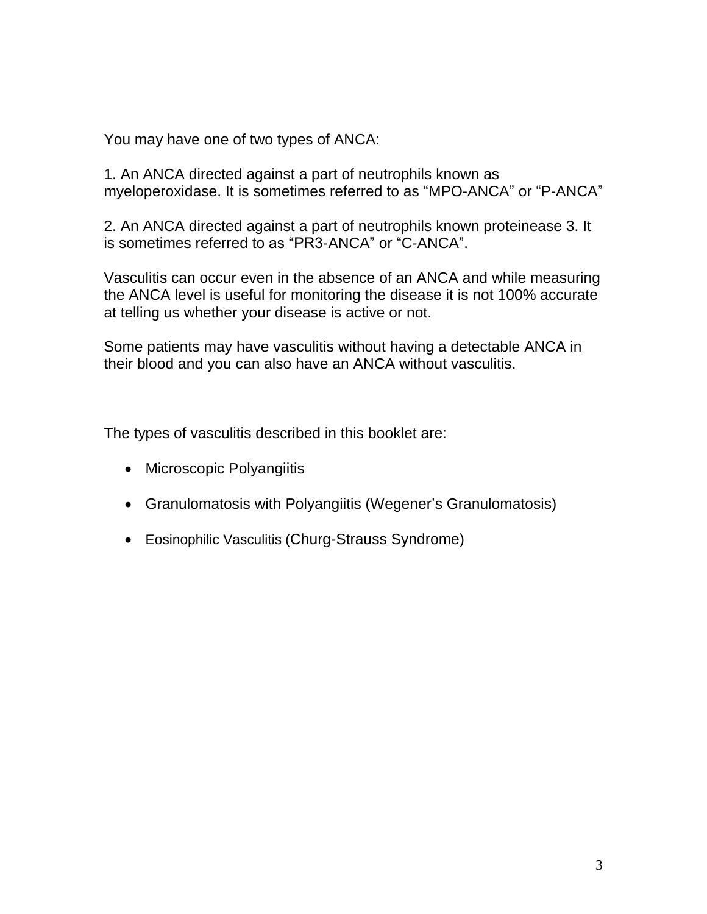You may have one of two types of ANCA:

1. An ANCA directed against a part of neutrophils known as myeloperoxidase. It is sometimes referred to as “MPO-ANCA” or “P-ANCA”

2. An ANCA directed against a part of neutrophils known proteinease 3. It is sometimes referred to as “PR3-ANCA” or “C-ANCA”.

Vasculitis can occur even in the absence of an ANCA and while measuring the ANCA level is useful for monitoring the disease it is not 100% accurate at telling us whether your disease is active or not.

Some patients may have vasculitis without having a detectable ANCA in their blood and you can also have an ANCA without vasculitis.

The types of vasculitis described in this booklet are:

- Microscopic Polyangiitis
- Granulomatosis with Polyangiitis (Wegener’s Granulomatosis)
- Eosinophilic Vasculitis (Churg-Strauss Syndrome)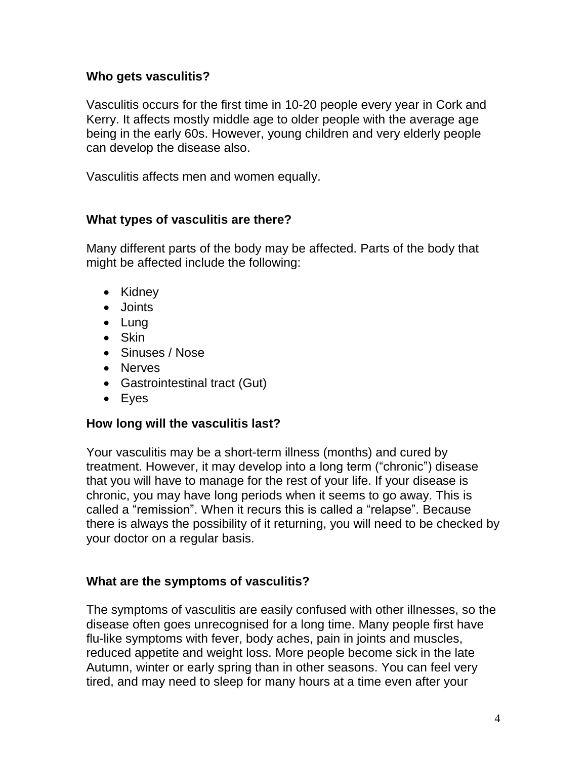**Who gets vasculitis?**

Vasculitis occurs for the first time in 10-20 people every year in Cork and Kerry. It affects mostly middle age to older people with the average age being in the early 60s. However, young children and very elderly people can develop the disease also.

Vasculitis affects men and women equally.

**What types of vasculitis are there?**

Many different parts of the body may be affected. Parts of the body that might be affected include the following:

- Kidney
- Joints
- Lung
- Skin
- Sinuses / Nose
- Nerves
- Gastrointestinal tract (Gut)
- Eyes

**How long will the vasculitis last?**

Your vasculitis may be a short-term illness (months) and cured by treatment. However, it may develop into a long term ("chronic") disease that you will have to manage for the rest of your life. If your disease is chronic, you may have long periods when it seems to go away. This is called a "remission". When it recurs this is called a "relapse". Because there is always the possibility of it returning, you will need to be checked by your doctor on a regular basis.

**What are the symptoms of vasculitis?**

The symptoms of vasculitis are easily confused with other illnesses, so the disease often goes unrecognised for a long time. Many people first have flu-like symptoms with fever, body aches, pain in joints and muscles, reduced appetite and weight loss. More people become sick in the late Autumn, winter or early spring than in other seasons. You can feel very tired, and may need to sleep for many hours at a time even after your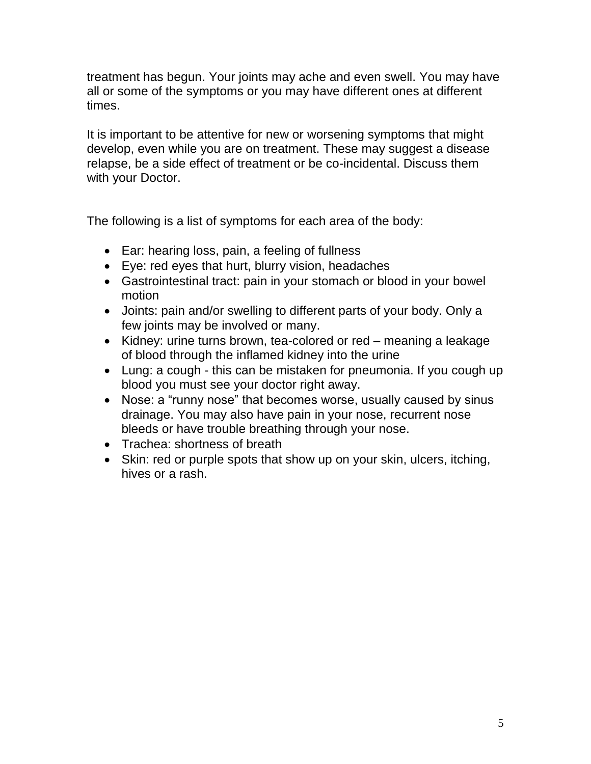treatment has begun. Your joints may ache and even swell. You may have all or some of the symptoms or you may have different ones at different times.

It is important to be attentive for new or worsening symptoms that might develop, even while you are on treatment. These may suggest a disease relapse, be a side effect of treatment or be co-incidental. Discuss them with your Doctor.

The following is a list of symptoms for each area of the body:

- Ear: hearing loss, pain, a feeling of fullness
- Eye: red eyes that hurt, blurry vision, headaches
- Gastrointestinal tract: pain in your stomach or blood in your bowel motion
- Joints: pain and/or swelling to different parts of your body. Only a few joints may be involved or many.
- Kidney: urine turns brown, tea-colored or red – meaning a leakage of blood through the inflamed kidney into the urine
- Lung: a cough - this can be mistaken for pneumonia. If you cough up blood you must see your doctor right away.
- Nose: a “runny nose” that becomes worse, usually caused by sinus drainage. You may also have pain in your nose, recurrent nose bleeds or have trouble breathing through your nose.
- Trachea: shortness of breath
- Skin: red or purple spots that show up on your skin, ulcers, itching, hives or a rash.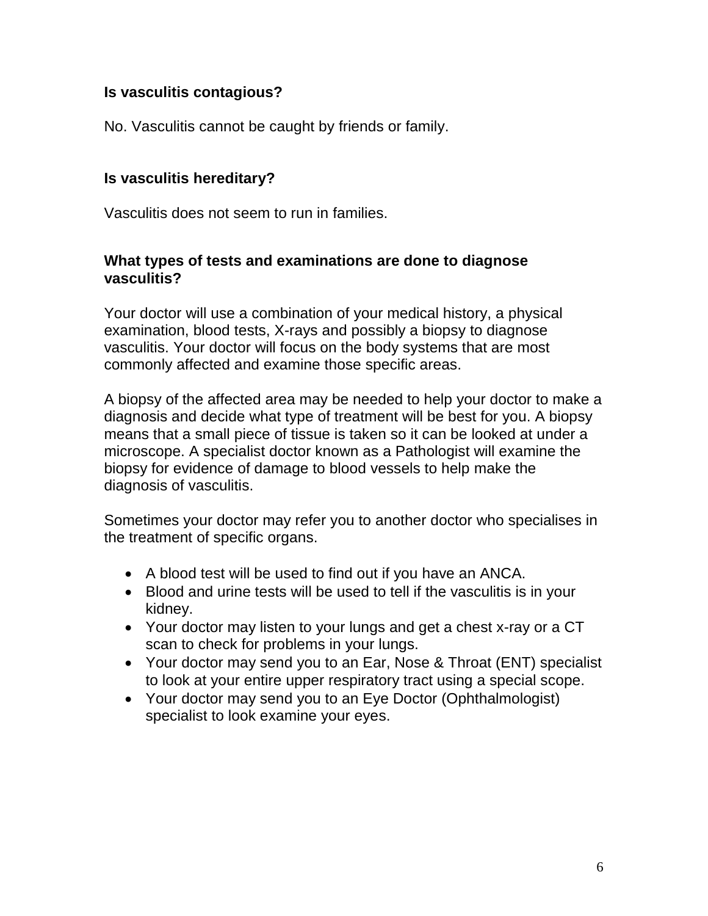**Is vasculitis contagious?**

No. Vasculitis cannot be caught by friends or family.

**Is vasculitis hereditary?**

Vasculitis does not seem to run in families.

**What types of tests and examinations are done to diagnose vasculitis?**

Your doctor will use a combination of your medical history, a physical examination, blood tests, X-rays and possibly a biopsy to diagnose vasculitis. Your doctor will focus on the body systems that are most commonly affected and examine those specific areas.

A biopsy of the affected area may be needed to help your doctor to make a diagnosis and decide what type of treatment will be best for you. A biopsy means that a small piece of tissue is taken so it can be looked at under a microscope. A specialist doctor known as a Pathologist will examine the biopsy for evidence of damage to blood vessels to help make the diagnosis of vasculitis.

Sometimes your doctor may refer you to another doctor who specialises in the treatment of specific organs.

- A blood test will be used to find out if you have an ANCA.
- Blood and urine tests will be used to tell if the vasculitis is in your kidney.
- Your doctor may listen to your lungs and get a chest x-ray or a CT scan to check for problems in your lungs.
- Your doctor may send you to an Ear, Nose & Throat (ENT) specialist to look at your entire upper respiratory tract using a special scope.
- Your doctor may send you to an Eye Doctor (Ophthalmologist) specialist to look examine your eyes.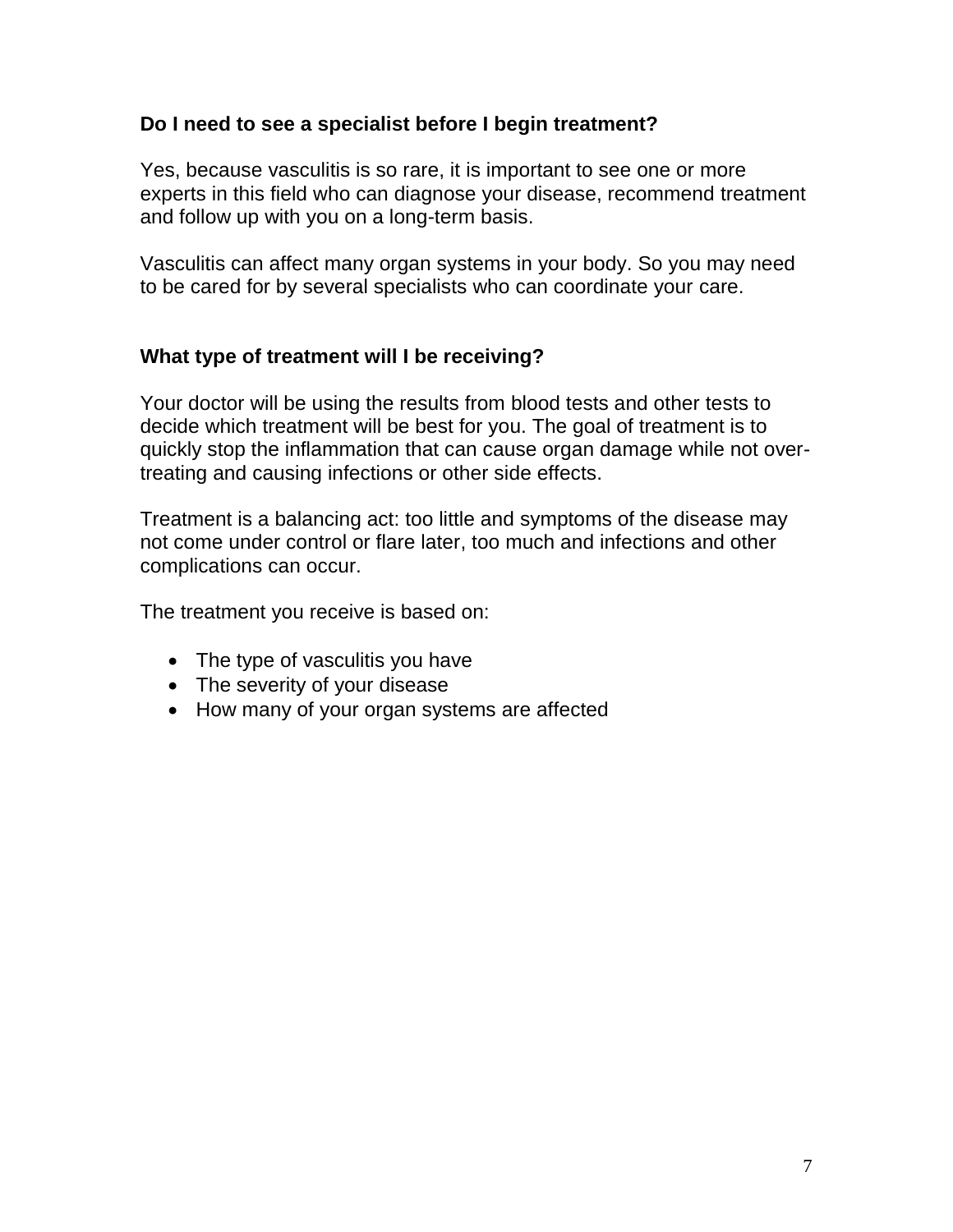**Do I need to see a specialist before I begin treatment?**

Yes, because vasculitis is so rare, it is important to see one or more experts in this field who can diagnose your disease, recommend treatment and follow up with you on a long-term basis.

Vasculitis can affect many organ systems in your body. So you may need to be cared for by several specialists who can coordinate your care.

**What type of treatment will I be receiving?**

Your doctor will be using the results from blood tests and other tests to decide which treatment will be best for you. The goal of treatment is to quickly stop the inflammation that can cause organ damage while not over-treating and causing infections or other side effects.

Treatment is a balancing act: too little and symptoms of the disease may not come under control or flare later, too much and infections and other complications can occur.

The treatment you receive is based on:

- The type of vasculitis you have
- The severity of your disease
- How many of your organ systems are affected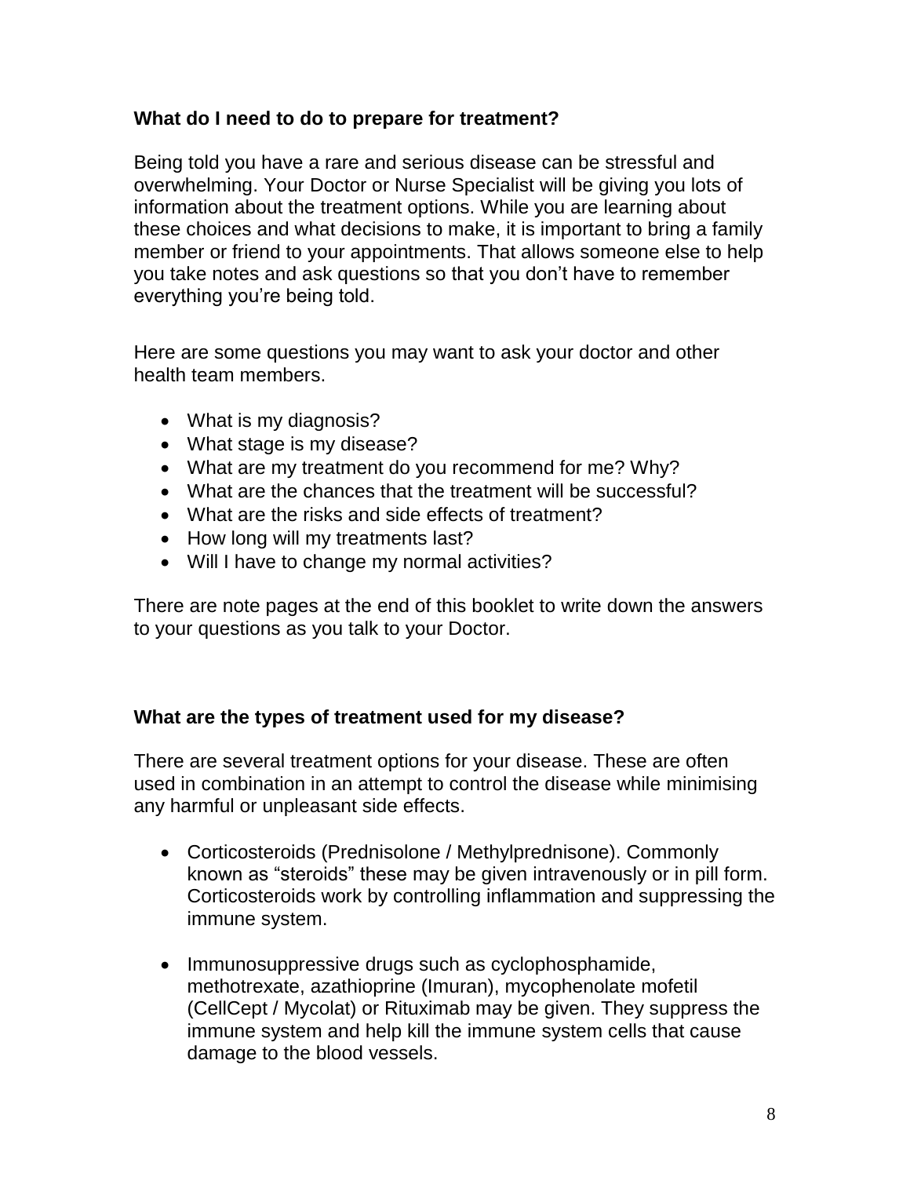### What do I need to do to prepare for treatment?

Being told you have a rare and serious disease can be stressful and overwhelming. Your Doctor or Nurse Specialist will be giving you lots of information about the treatment options. While you are learning about these choices and what decisions to make, it is important to bring a family member or friend to your appointments. That allows someone else to help you take notes and ask questions so that you don't have to remember everything you're being told.

Here are some questions you may want to ask your doctor and other health team members.

- What is my diagnosis?
- What stage is my disease?
- What are my treatment do you recommend for me? Why?
- What are the chances that the treatment will be successful?
- What are the risks and side effects of treatment?
- How long will my treatments last?
- Will I have to change my normal activities?

There are note pages at the end of this booklet to write down the answers to your questions as you talk to your Doctor.

### What are the types of treatment used for my disease?

There are several treatment options for your disease. These are often used in combination in an attempt to control the disease while minimising any harmful or unpleasant side effects.

- Corticosteroids (Prednisolone / Methylprednisone). Commonly known as "steroids" these may be given intravenously or in pill form. Corticosteroids work by controlling inflammation and suppressing the immune system.

- Immunosuppressive drugs such as cyclophosphamide, methotrexate, azathioprine (Imuran), mycophenolate mofetil (CellCept / Mycolat) or Rituximab may be given. They suppress the immune system and help kill the immune system cells that cause damage to the blood vessels.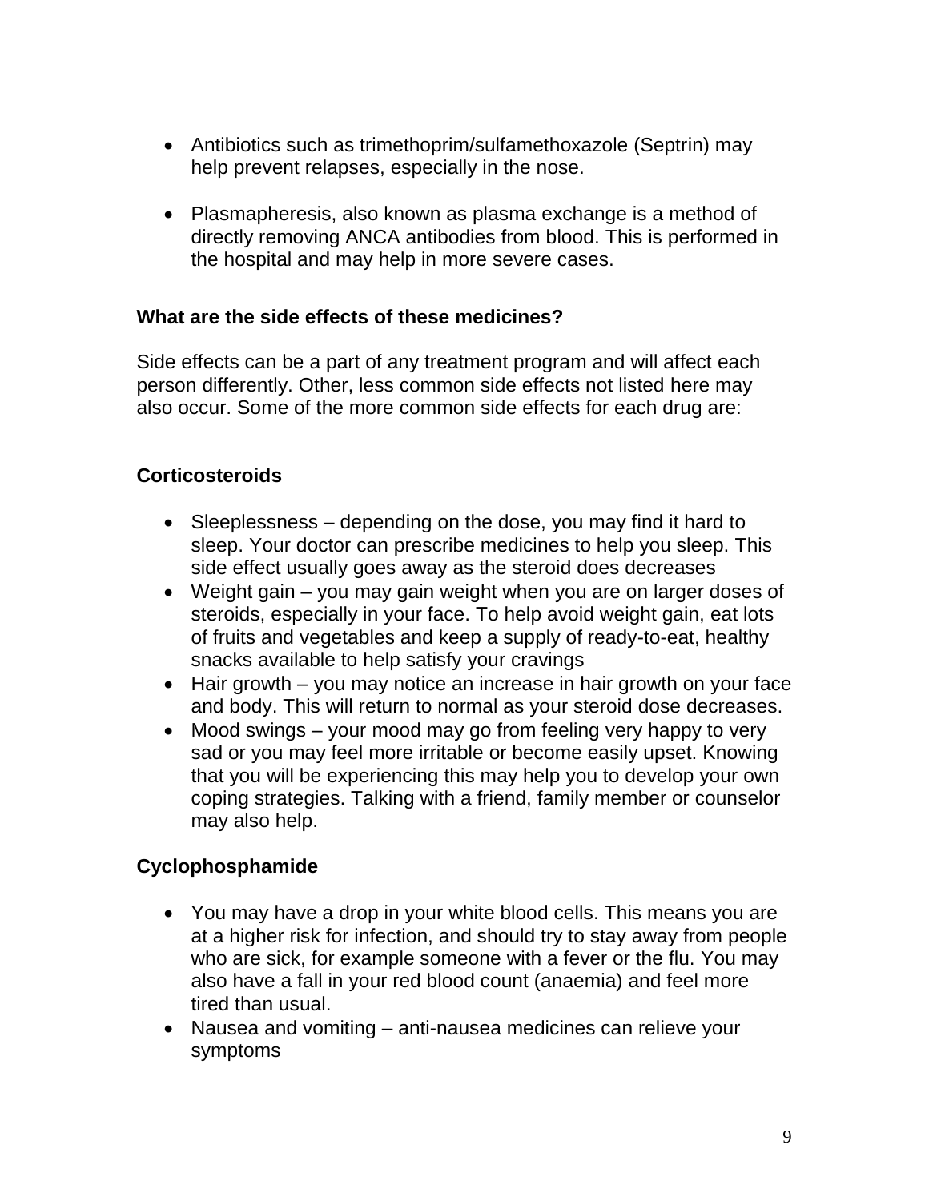- Antibiotics such as trimethoprim/sulfamethoxazole (Septrin) may help prevent relapses, especially in the nose.

- Plasmapheresis, also known as plasma exchange is a method of directly removing ANCA antibodies from blood. This is performed in the hospital and may help in more severe cases.

**What are the side effects of these medicines?**

Side effects can be a part of any treatment program and will affect each person differently. Other, less common side effects not listed here may also occur. Some of the more common side effects for each drug are:

**Corticosteroids**

- Sleeplessness – depending on the dose, you may find it hard to sleep. Your doctor can prescribe medicines to help you sleep. This side effect usually goes away as the steroid does decreases
- Weight gain – you may gain weight when you are on larger doses of steroids, especially in your face. To help avoid weight gain, eat lots of fruits and vegetables and keep a supply of ready-to-eat, healthy snacks available to help satisfy your cravings
- Hair growth – you may notice an increase in hair growth on your face and body. This will return to normal as your steroid dose decreases.
- Mood swings – your mood may go from feeling very happy to very sad or you may feel more irritable or become easily upset. Knowing that you will be experiencing this may help you to develop your own coping strategies. Talking with a friend, family member or counselor may also help.

**Cyclophosphamide**

- You may have a drop in your white blood cells. This means you are at a higher risk for infection, and should try to stay away from people who are sick, for example someone with a fever or the flu. You may also have a fall in your red blood count (anaemia) and feel more tired than usual.
- Nausea and vomiting – anti-nausea medicines can relieve your symptoms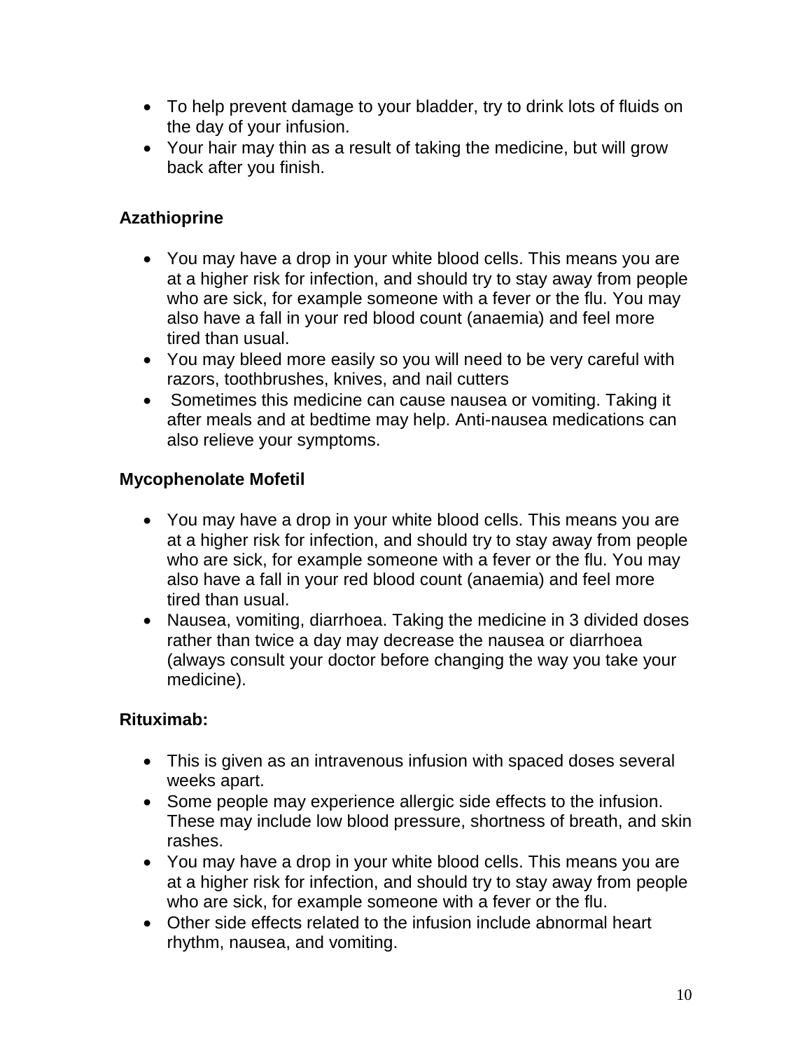- To help prevent damage to your bladder, try to drink lots of fluids on the day of your infusion.
- Your hair may thin as a result of taking the medicine, but will grow back after you finish.

**Azathioprine**

- You may have a drop in your white blood cells. This means you are at a higher risk for infection, and should try to stay away from people who are sick, for example someone with a fever or the flu. You may also have a fall in your red blood count (anaemia) and feel more tired than usual.
- You may bleed more easily so you will need to be very careful with razors, toothbrushes, knives, and nail cutters
- Sometimes this medicine can cause nausea or vomiting. Taking it after meals and at bedtime may help. Anti-nausea medications can also relieve your symptoms.

**Mycophenolate Mofetil**

- You may have a drop in your white blood cells. This means you are at a higher risk for infection, and should try to stay away from people who are sick, for example someone with a fever or the flu. You may also have a fall in your red blood count (anaemia) and feel more tired than usual.
- Nausea, vomiting, diarrhoea. Taking the medicine in 3 divided doses rather than twice a day may decrease the nausea or diarrhoea (always consult your doctor before changing the way you take your medicine).

**Rituximab:**

- This is given as an intravenous infusion with spaced doses several weeks apart.
- Some people may experience allergic side effects to the infusion. These may include low blood pressure, shortness of breath, and skin rashes.
- You may have a drop in your white blood cells. This means you are at a higher risk for infection, and should try to stay away from people who are sick, for example someone with a fever or the flu.
- Other side effects related to the infusion include abnormal heart rhythm, nausea, and vomiting.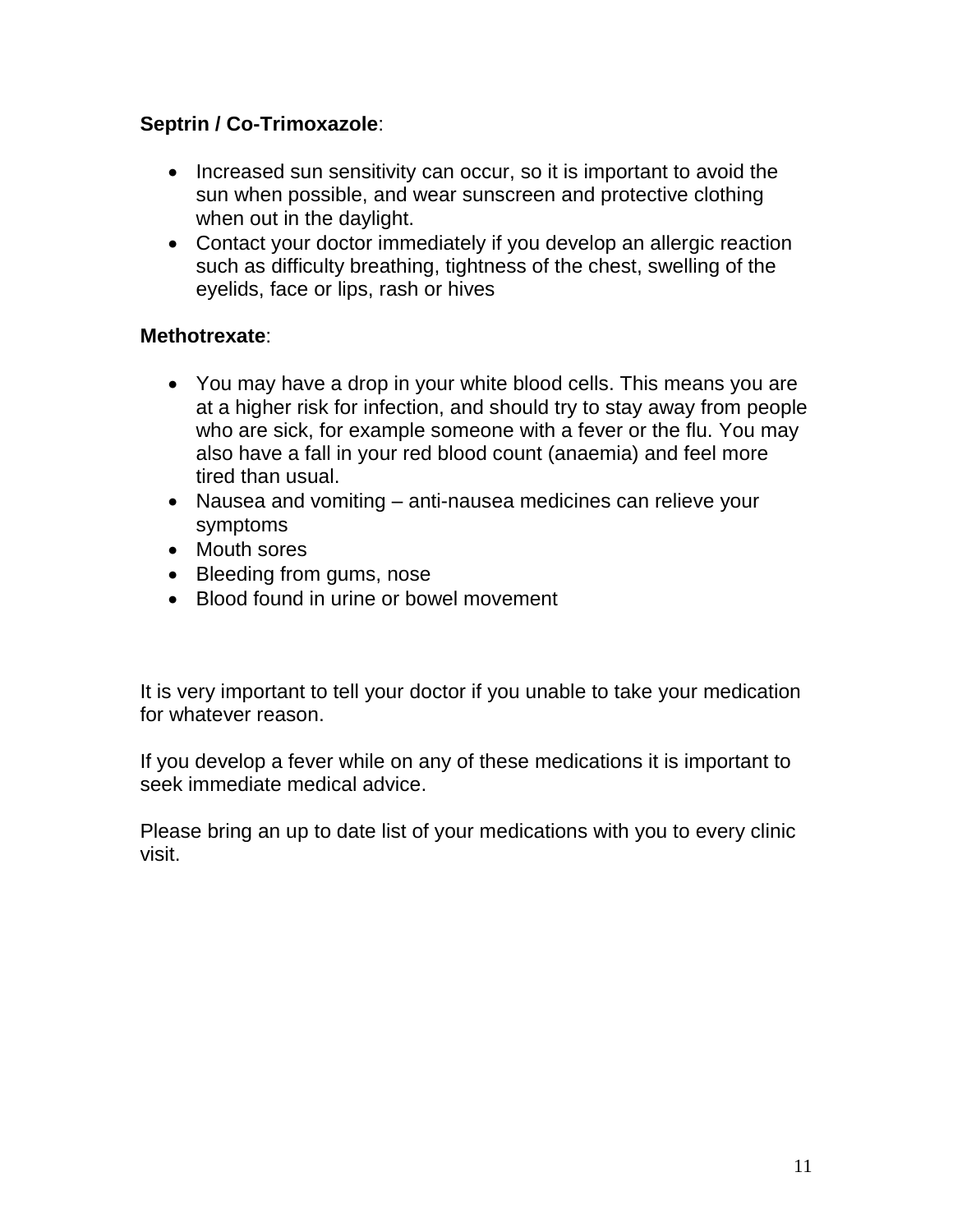**Septrin / Co-Trimoxazole**:

- Increased sun sensitivity can occur, so it is important to avoid the sun when possible, and wear sunscreen and protective clothing when out in the daylight.
- Contact your doctor immediately if you develop an allergic reaction such as difficulty breathing, tightness of the chest, swelling of the eyelids, face or lips, rash or hives

**Methotrexate**:

- You may have a drop in your white blood cells. This means you are at a higher risk for infection, and should try to stay away from people who are sick, for example someone with a fever or the flu. You may also have a fall in your red blood count (anaemia) and feel more tired than usual.
- Nausea and vomiting – anti-nausea medicines can relieve your symptoms
- Mouth sores
- Bleeding from gums, nose
- Blood found in urine or bowel movement

It is very important to tell your doctor if you unable to take your medication for whatever reason.

If you develop a fever while on any of these medications it is important to seek immediate medical advice.

Please bring an up to date list of your medications with you to every clinic visit.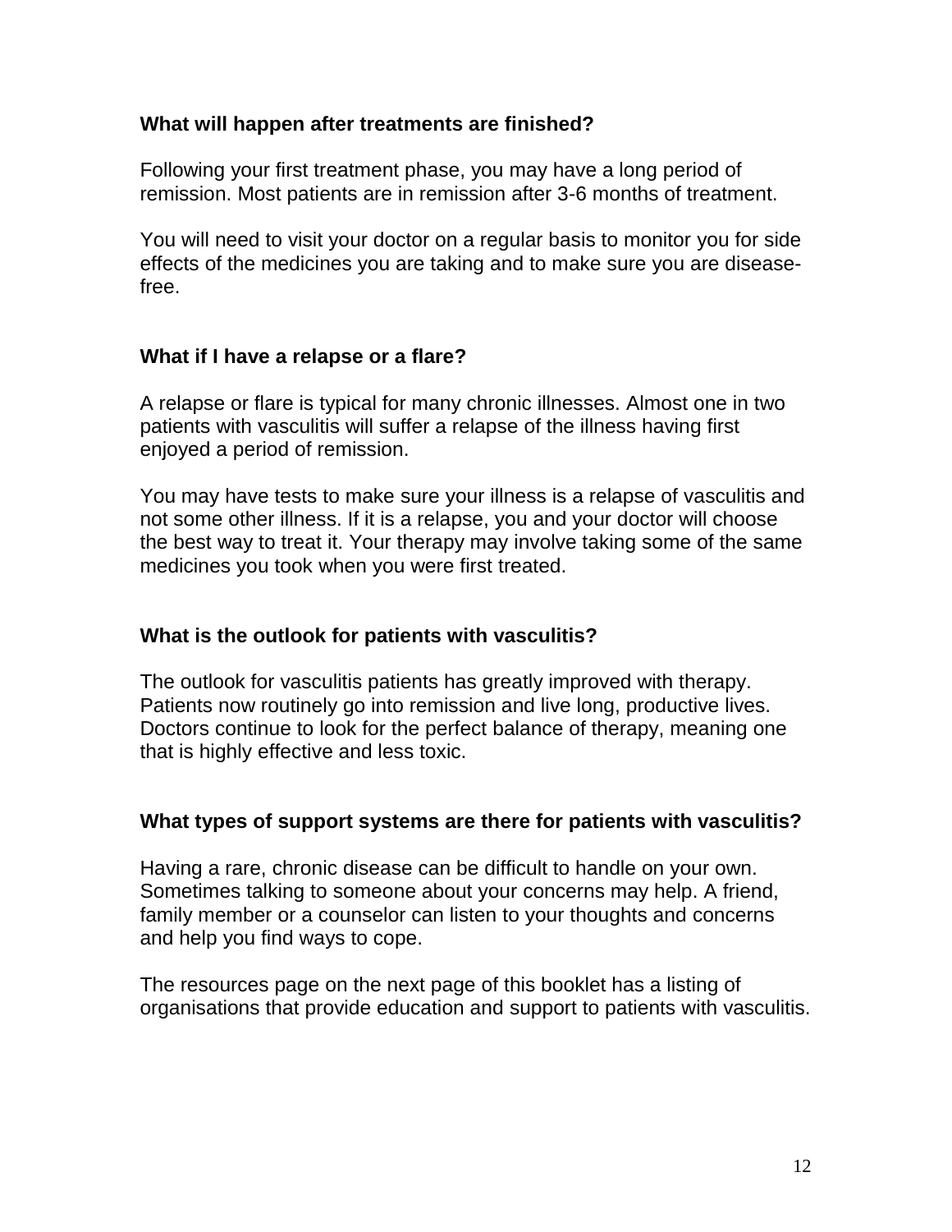### What will happen after treatments are finished?

Following your first treatment phase, you may have a long period of remission. Most patients are in remission after 3-6 months of treatment.

You will need to visit your doctor on a regular basis to monitor you for side effects of the medicines you are taking and to make sure you are disease-free.

### What if I have a relapse or a flare?

A relapse or flare is typical for many chronic illnesses. Almost one in two patients with vasculitis will suffer a relapse of the illness having first enjoyed a period of remission.

You may have tests to make sure your illness is a relapse of vasculitis and not some other illness. If it is a relapse, you and your doctor will choose the best way to treat it. Your therapy may involve taking some of the same medicines you took when you were first treated.

### What is the outlook for patients with vasculitis?

The outlook for vasculitis patients has greatly improved with therapy. Patients now routinely go into remission and live long, productive lives. Doctors continue to look for the perfect balance of therapy, meaning one that is highly effective and less toxic.

### What types of support systems are there for patients with vasculitis?

Having a rare, chronic disease can be difficult to handle on your own. Sometimes talking to someone about your concerns may help. A friend, family member or a counselor can listen to your thoughts and concerns and help you find ways to cope.

The resources page on the next page of this booklet has a listing of organisations that provide education and support to patients with vasculitis.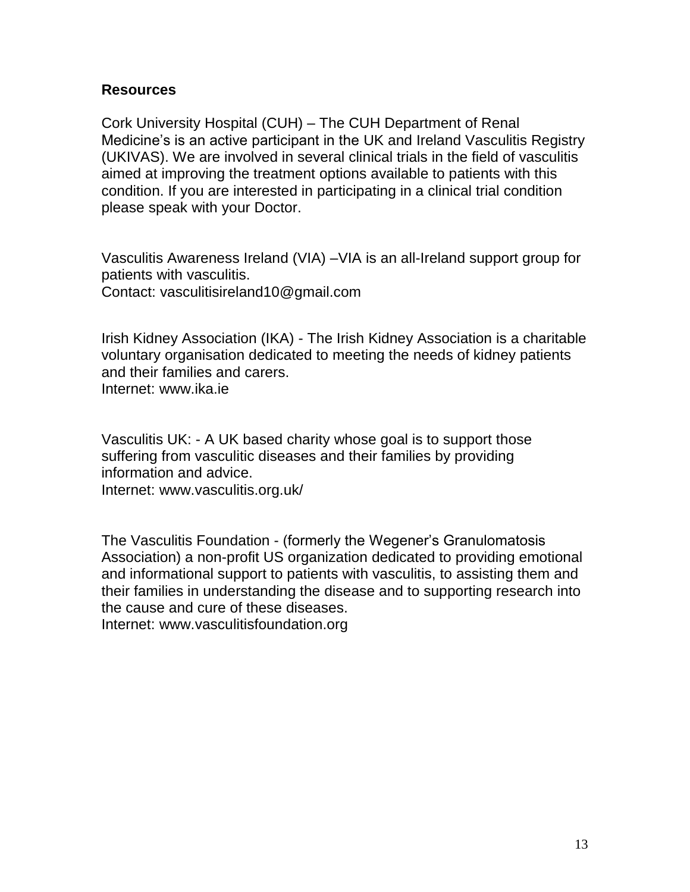## Resources

Cork University Hospital (CUH) – The CUH Department of Renal Medicine's is an active participant in the UK and Ireland Vasculitis Registry (UKIVAS). We are involved in several clinical trials in the field of vasculitis aimed at improving the treatment options available to patients with this condition. If you are interested in participating in a clinical trial condition please speak with your Doctor.

Vasculitis Awareness Ireland (VIA) –VIA is an all-Ireland support group for patients with vasculitis.
Contact: vasculitisireland10@gmail.com

Irish Kidney Association (IKA) - The Irish Kidney Association is a charitable voluntary organisation dedicated to meeting the needs of kidney patients and their families and carers.
Internet: www.ika.ie

Vasculitis UK: - A UK based charity whose goal is to support those suffering from vasculitic diseases and their families by providing information and advice.
Internet: www.vasculitis.org.uk/

The Vasculitis Foundation - (formerly the Wegener's Granulomatosis Association) a non-profit US organization dedicated to providing emotional and informational support to patients with vasculitis, to assisting them and their families in understanding the disease and to supporting research into the cause and cure of these diseases.
Internet: www.vasculitisfoundation.org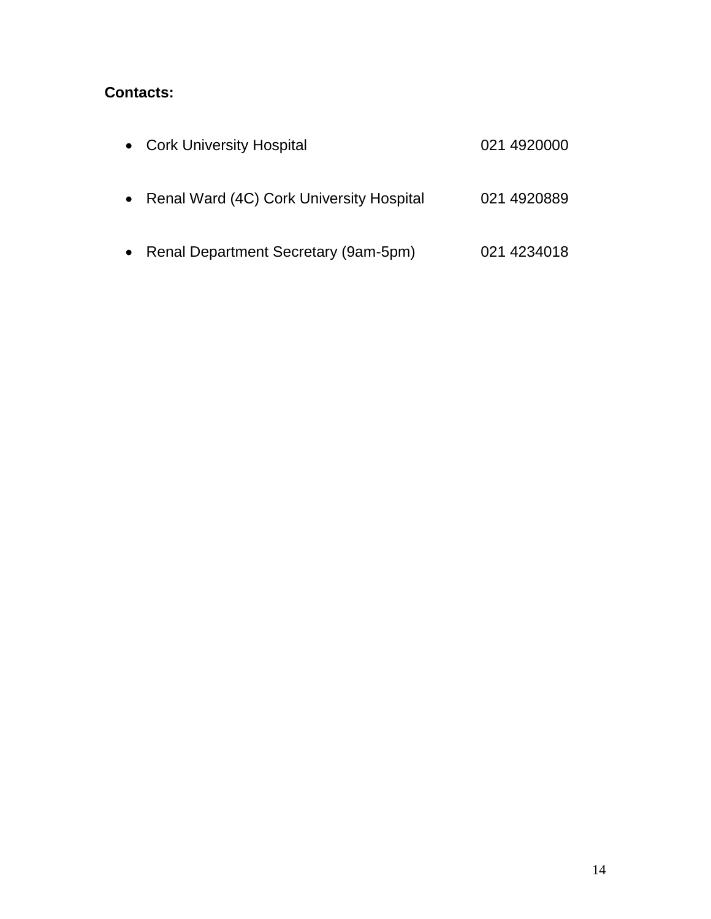**Contacts:**

- Cork University Hospital 021 4920000
- Renal Ward (4C) Cork University Hospital 021 4920889
- Renal Department Secretary (9am-5pm) 021 4234018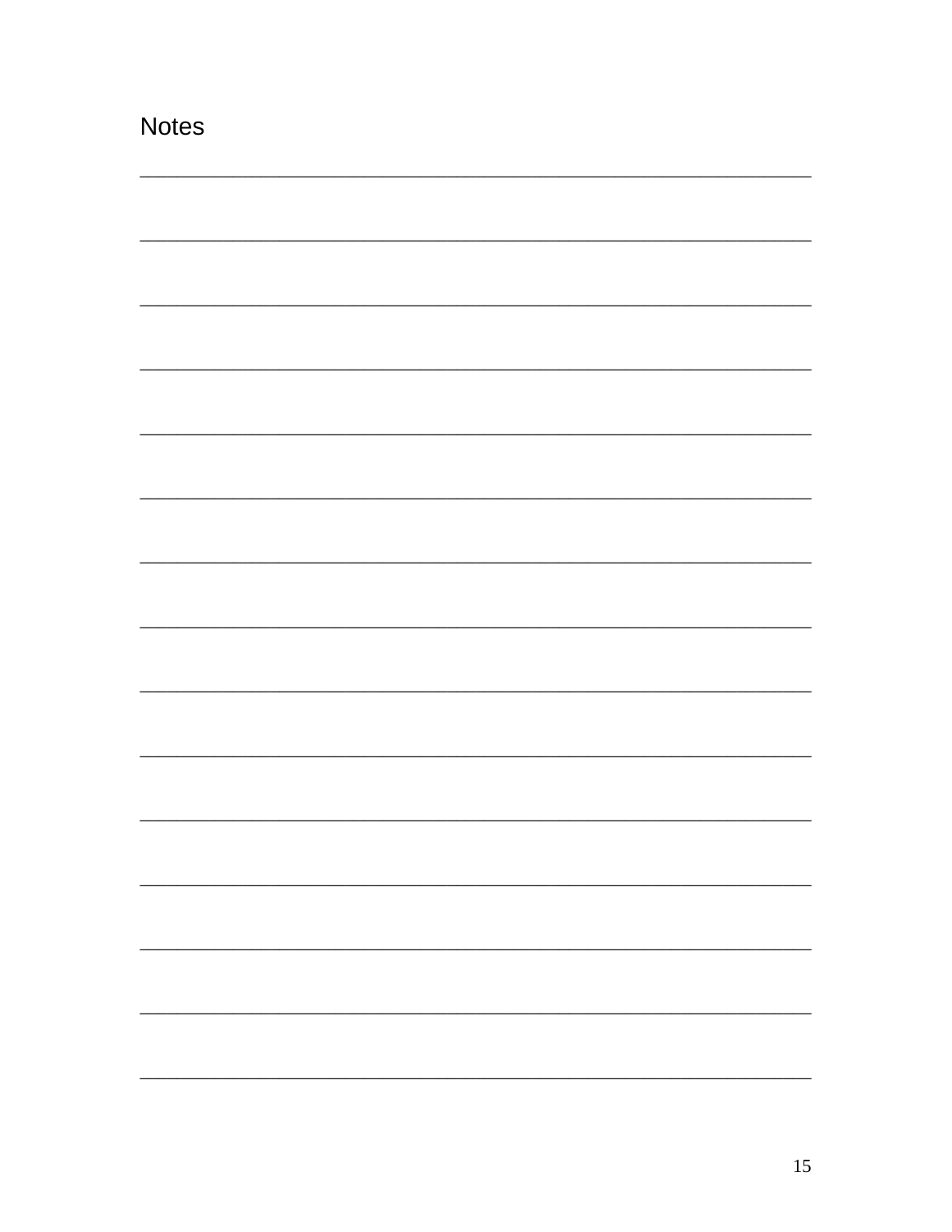Notes